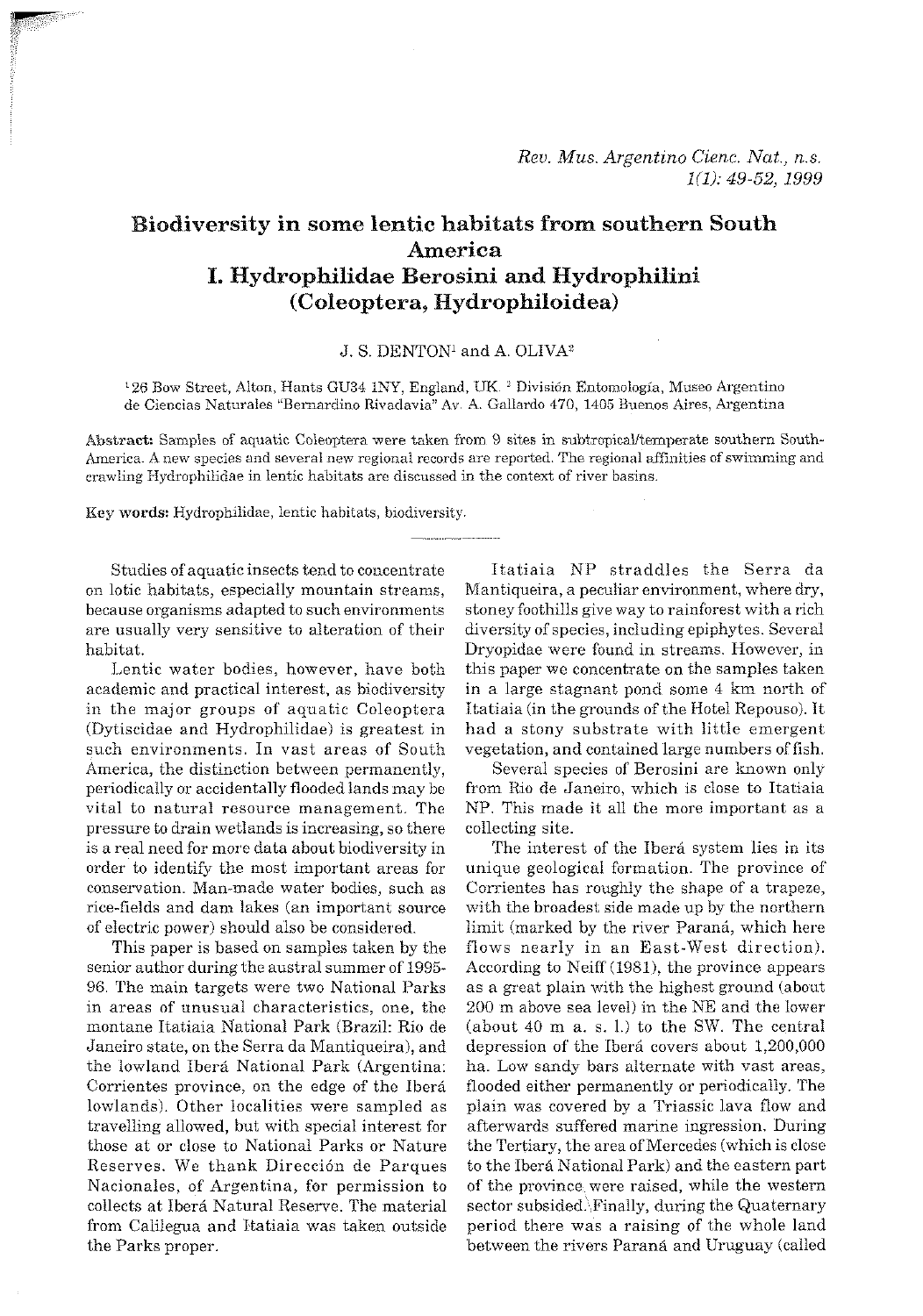# Biodiversity in some lentic habitats from southern South America
# I. Hydrophilidae Berosini and Hydrophilini (Coleoptera, Hydrophiloidea)

J. S. DENTON[1] and A. OLIVA[2]

[1] 26 Bow Street, Alton, Hants GU34 1NY, England, UK. [2] División Entomología, Museo Argentino de Ciencias Naturales "Bernardino Rivadavia" Av. A. Gallardo 470, 1405 Buenos Aires, Argentina

**Abstract:** Samples of aquatic Coleoptera were taken from 9 sites in subtropical/temperate southern South-America. A new species and several new regional records are reported. The regional affinities of swimming and crawling Hydrophilidae in lentic habitats are discussed in the context of river basins.

**Key words:** Hydrophilidae, lentic habitats, biodiversity.

---

Studies of aquatic insects tend to concentrate on lotic habitats, especially mountain streams, because organisms adapted to such environments are usually very sensitive to alteration of their habitat.

Lentic water bodies, however, have both academic and practical interest, as biodiversity in the major groups of aquatic Coleoptera (Dytiscidae and Hydrophilidae) is greatest in such environments. In vast areas of South America, the distinction between permanently, periodically or accidentally flooded lands may be vital to natural resource management. The pressure to drain wetlands is increasing, so there is a real need for more data about biodiversity in order to identify the most important areas for conservation. Man-made water bodies, such as rice-fields and dam lakes (an important source of electric power) should also be considered.

This paper is based on samples taken by the senior author during the austral summer of 1995-96. The main targets were two National Parks in areas of unusual characteristics, one, the montane Itatiaia National Park (Brazil: Rio de Janeiro state, on the Serra da Mantiqueira), and the lowland Iberá National Park (Argentina: Corrientes province, on the edge of the Iberá lowlands). Other localities were sampled as travelling allowed, but with special interest for those at or close to National Parks or Nature Reserves. We thank Dirección de Parques Nacionales, of Argentina, for permission to collects at Iberá Natural Reserve. The material from Calilegua and Itatiaia was taken outside the Parks proper.

Itatiaia NP straddles the Serra da Mantiqueira, a peculiar environment, where dry, stoney foothills give way to rainforest with a rich diversity of species, including epiphytes. Several Dryopidae were found in streams. However, in this paper we concentrate on the samples taken in a large stagnant pond some 4 km north of Itatiaia (in the grounds of the Hotel Repouso). It had a stony substrate with little emergent vegetation, and contained large numbers of fish.

Several species of Berosini are known only from Rio de Janeiro, which is close to Itatiaia NP. This made it all the more important as a collecting site.

The interest of the Iberá system lies in its unique geological formation. The province of Corrientes has roughly the shape of a trapeze, with the broadest side made up by the northern limit (marked by the river Paraná, which here flows nearly in an East-West direction). According to Neiff (1981), the province appears as a great plain with the highest ground (about 200 m above sea level) in the NE and the lower (about 40 m a. s. l.) to the SW. The central depression of the Iberá covers about 1,200,000 ha. Low sandy bars alternate with vast areas, flooded either permanently or periodically. The plain was covered by a Triassic lava flow and afterwards suffered marine ingression. During the Tertiary, the area of Mercedes (which is close to the Iberá National Park) and the eastern part of the province were raised, while the western sector subsided. Finally, during the Quaternary period there was a raising of the whole land between the rivers Paraná and Uruguay (called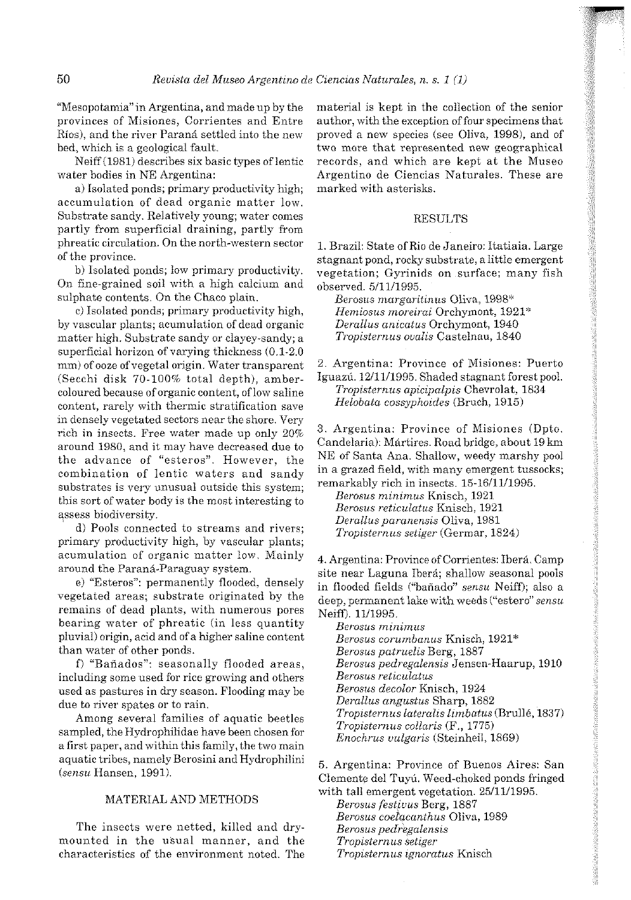"Mesopotamia" in Argentina, and made up by the provinces of Misiones, Corrientes and Entre Ríos), and the river Paraná settled into the new bed, which is a geological fault.

Neiff (1981) describes six basic types of lentic water bodies in NE Argentina:

a) Isolated ponds; primary productivity high; accumulation of dead organic matter low. Substrate sandy. Relatively young; water comes partly from superficial draining, partly from phreatic circulation. On the north-western sector of the province.

b) Isolated ponds; low primary productivity. On fine-grained soil with a high calcium and sulphate contents. On the Chaco plain.

c) Isolated ponds; primary productivity high, by vascular plants; acumulation of dead organic matter high. Substrate sandy or clayey-sandy; a superficial horizon of varying thickness (0.1-2.0 mm) of ooze of vegetal origin. Water transparent (Secchi disk 70-100% total depth), amber-coloured because of organic content, of low saline content, rarely with thermic stratification save in densely vegetated sectors near the shore. Very rich in insects. Free water made up only 20% around 1980, and it may have decreased due to the advance of "esteros". However, the combination of lentic waters and sandy substrates is very unusual outside this system; this sort of water body is the most interesting to assess biodiversity.

d) Pools connected to streams and rivers; primary productivity high, by vascular plants; acumulation of organic matter low. Mainly around the Paraná-Paraguay system.

e) "Esteros": permanently flooded, densely vegetated areas; substrate originated by the remains of dead plants, with numerous pores bearing water of phreatic (in less quantity pluvial) origin, acid and of a higher saline content than water of other ponds.

f) "Bañados": seasonally flooded areas, including some used for rice growing and others used as pastures in dry season. Flooding may be due to river spates or to rain.

Among several families of aquatic beetles sampled, the Hydrophilidae have been chosen for a first paper, and within this family, the two main aquatic tribes, namely Berosini and Hydrophilini (*sensu* Hansen, 1991).

## MATERIAL AND METHODS

The insects were netted, killed and dry-mounted in the usual manner, and the characteristics of the environment noted. The material is kept in the collection of the senior author, with the exception of four specimens that proved a new species (see Oliva, 1998), and of two more that represented new geographical records, and which are kept at the Museo Argentino de Ciencias Naturales. These are marked with asterisks.

## RESULTS

1. Brazil: State of Rio de Janeiro: Itatiaia. Large stagnant pond, rocky substrate, a little emergent vegetation; Gyrinids on surface; many fish observed. 5/11/1995.
   - *Berosus margaritinus* Oliva, 1998*
   - *Hemiosus moreirai* Orchymont, 1921*
   - *Derallus anicatus* Orchymont, 1940
   - *Tropisternus ovalis* Castelnau, 1840

2. Argentina: Province of Misiones: Puerto Iguazú. 12/11/1995. Shaded stagnant forest pool.
   - *Tropisternus apicipalpis* Chevrolat, 1834
   - *Helobata cossyphoides* (Bruch, 1915)

3. Argentina: Province of Misiones (Dpto. Candelaria): Mártires. Road bridge, about 19 km NE of Santa Ana. Shallow, weedy marshy pool in a grazed field, with many emergent tussocks; remarkably rich in insects. 15-16/11/1995.
   - *Berosus minimus* Knisch, 1921
   - *Berosus reticulatus* Knisch, 1921
   - *Derallus paranensis* Oliva, 1981
   - *Tropisternus setiger* (Germar, 1824)

4. Argentina: Province of Corrientes: Iberá. Camp site near Laguna Iberá; shallow seasonal pools in flooded fields ("bañado" *sensu* Neiff); also a deep, permanent lake with weeds ("estero" *sensu* Neiff). 11/1995.
   - *Berosus minimus*
   - *Berosus corumbanus* Knisch, 1921*
   - *Berosus patruelis* Berg, 1887
   - *Berosus pedregalensis* Jensen-Haarup, 1910
   - *Berosus reticulatus*
   - *Berosus decolor* Knisch, 1924
   - *Derallus angustus* Sharp, 1882
   - *Tropisternus lateralis limbatus* (Brullé, 1837)
   - *Tropisternus collaris* (F., 1775)
   - *Enochrus vulgaris* (Steinheil, 1869)

5. Argentina: Province of Buenos Aires: San Clemente del Tuyú. Weed-choked ponds fringed with tall emergent vegetation. 25/11/1995.
   - *Berosus festivus* Berg, 1887
   - *Berosus coelacanthus* Oliva, 1989
   - *Berosus pedregalensis*
   - *Tropisternus setiger*
   - *Tropisternus ignoratus* Knisch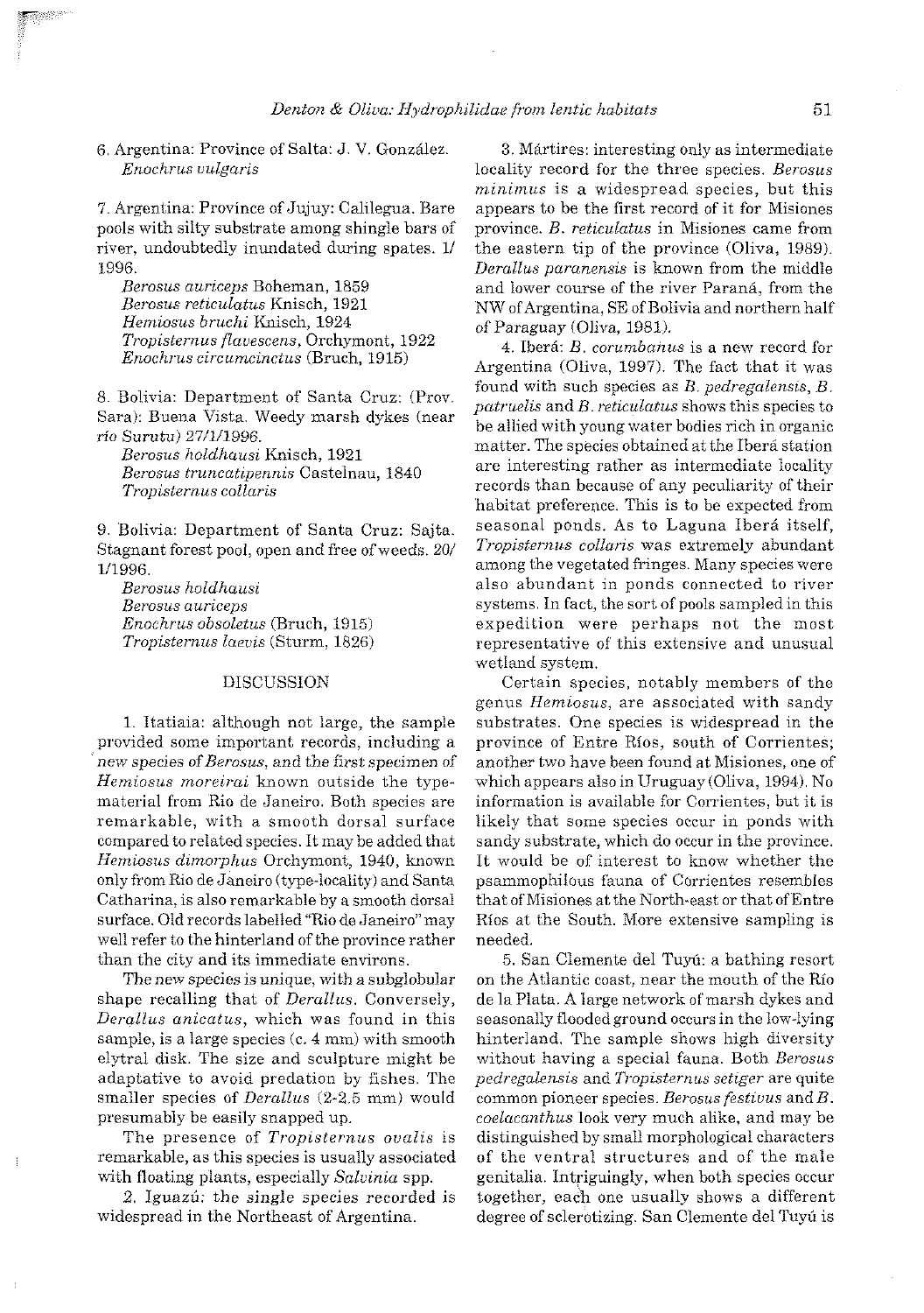6. Argentina: Province of Salta: J. V. González.
*Enochrus vulgaris*

7. Argentina: Province of Jujuy: Calilegua. Bare pools with silty substrate among shingle bars of river, undoubtedly inundated during spates. 1/1996.

*Berosus auriceps* Boheman, 1859
*Berosus reticulatus* Knisch, 1921
*Hemiosus bruchi* Knisch, 1924
*Tropisternus flavescens*, Orchymont, 1922
*Enochrus circumcinctus* (Bruch, 1915)

8. Bolivia: Department of Santa Cruz: (Prov. Sara): Buena Vista. Weedy marsh dykes (near *río* Surutu) 27/1/1996.

*Berosus holdhausi* Knisch, 1921
*Berosus truncatipennis* Castelnau, 1840
*Tropisternus collaris*

9. Bolivia: Department of Santa Cruz: Sajta. Stagnant forest pool, open and free of weeds. 20/1/1996.

*Berosus holdhausi*
*Berosus auriceps*
*Enochrus obsoletus* (Bruch, 1915)
*Tropisternus laevis* (Sturm, 1826)

## DISCUSSION

1. Itatiaia: although not large, the sample provided some important records, including a new species of *Berosus*, and the first specimen of *Hemiosus moreirai* known outside the type-material from Rio de Janeiro. Both species are remarkable, with a smooth dorsal surface compared to related species. It may be added that *Hemiosus dimorphus* Orchymont, 1940, known only from Rio de Janeiro (type-locality) and Santa Catharina, is also remarkable by a smooth dorsal surface. Old records labelled "Rio de Janeiro" may well refer to the hinterland of the province rather than the city and its immediate environs.

The new species is unique, with a subglobular shape recalling that of *Derallus*. Conversely, *Derallus anicatus*, which was found in this sample, is a large species (c. 4 mm) with smooth elytral disk. The size and sculpture might be adaptative to avoid predation by fishes. The smaller species of *Derallus* (2-2.5 mm) would presumably be easily snapped up.

The presence of *Tropisternus ovalis* is remarkable, as this species is usually associated with floating plants, especially *Salvinia* spp.

2. Iguazú: the single species recorded is widespread in the Northeast of Argentina.

3. Mártires: interesting only as intermediate locality record for the three species. *Berosus minimus* is a widespread species, but this appears to be the first record of it for Misiones province. *B. reticulatus* in Misiones came from the eastern tip of the province (Oliva, 1989). *Derallus paranensis* is known from the middle and lower course of the river Paraná, from the NW of Argentina, SE of Bolivia and northern half of Paraguay (Oliva, 1981).

4. Iberá: *B. corumbanus* is a new record for Argentina (Oliva, 1997). The fact that it was found with such species as *B. pedregalensis*, *B. patruelis* and *B. reticulatus* shows this species to be allied with young water bodies rich in organic matter. The species obtained at the Iberá station are interesting rather as intermediate locality records than because of any peculiarity of their habitat preference. This is to be expected from seasonal ponds. As to Laguna Iberá itself, *Tropisternus collaris* was extremely abundant among the vegetated fringes. Many species were also abundant in ponds connected to river systems. In fact, the sort of pools sampled in this expedition were perhaps not the most representative of this extensive and unusual wetland system.

Certain species, notably members of the genus *Hemiosus*, are associated with sandy substrates. One species is widespread in the province of Entre Ríos, south of Corrientes; another two have been found at Misiones, one of which appears also in Uruguay (Oliva, 1994). No information is available for Corrientes, but it is likely that some species occur in ponds with sandy substrate, which do occur in the province. It would be of interest to know whether the psammophilous fauna of Corrientes resembles that of Misiones at the North-east or that of Entre Ríos at the South. More extensive sampling is needed.

5. San Clemente del Tuyú: a bathing resort on the Atlantic coast, near the mouth of the Río de la Plata. A large network of marsh dykes and seasonally flooded ground occurs in the low-lying hinterland. The sample shows high diversity without having a special fauna. Both *Berosus pedregalensis* and *Tropisternus setiger* are quite common pioneer species. *Berosus festivus* and *B. coelacanthus* look very much alike, and may be distinguished by small morphological characters of the ventral structures and of the male genitalia. Intriguingly, when both species occur together, each one usually shows a different degree of sclerotizing. San Clemente del Tuyú is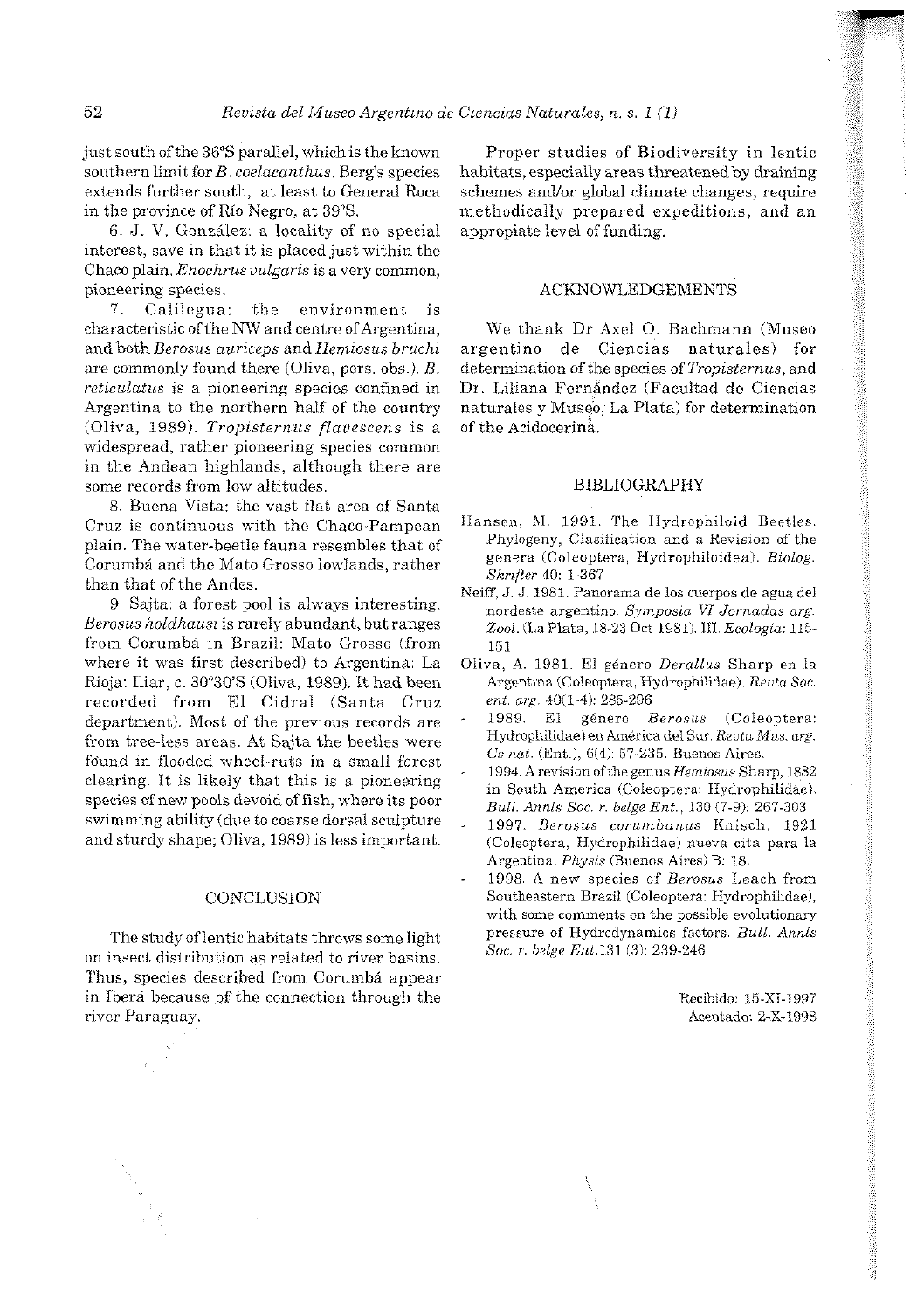just south of the 36°S parallel, which is the known southern limit for *B. coelacanthus*. Berg's species extends further south, at least to General Roca in the province of Río Negro, at 39°S.

6. J. V. González: a locality of no special interest, save in that it is placed just within the Chaco plain. *Enochrus vulgaris* is a very common, pioneering species.

7. Calilegua: the environment is characteristic of the NW and centre of Argentina, and both *Berosus auriceps* and *Hemiosus bruchi* are commonly found there (Oliva, pers. obs.). *B. reticulatus* is a pioneering species confined in Argentina to the northern half of the country (Oliva, 1989). *Tropisternus flavescens* is a widespread, rather pioneering species common in the Andean highlands, although there are some records from low altitudes.

8. Buena Vista: the vast flat area of Santa Cruz is continuous with the Chaco-Pampean plain. The water-beetle fauna resembles that of Corumbá and the Mato Grosso lowlands, rather than that of the Andes.

9. Sajta: a forest pool is always interesting. *Berosus holdhausi* is rarely abundant, but ranges from Corumbá in Brazil: Mato Grosso (from where it was first described) to Argentina: La Rioja: Iliar, c. 30°30'S (Oliva, 1989). It had been recorded from El Cidral (Santa Cruz department). Most of the previous records are from tree-less areas. At Sajta the beetles were found in flooded wheel-ruts in a small forest clearing. It is likely that this is a pioneering species of new pools devoid of fish, where its poor swimming ability (due to coarse dorsal sculpture and sturdy shape; Oliva, 1989) is less important.

## CONCLUSION

The study of lentic habitats throws some light on insect distribution as related to river basins. Thus, species described from Corumbá appear in Iberá because of the connection through the river Paraguay.

Proper studies of Biodiversity in lentic habitats, especially areas threatened by draining schemes and/or global climate changes, require methodically prepared expeditions, and an appropiate level of funding.

## ACKNOWLEDGEMENTS

We thank Dr Axel O. Bachmann (Museo argentino de Ciencias naturales) for determination of the species of *Tropisternus*, and Dr. Liliana Fernández (Facultad de Ciencias naturales y Museo, La Plata) for determination of the Acidocerina.

## BIBLIOGRAPHY

Hansen, M. 1991. The Hydrophiloid Beetles. Phylogeny, Clasification and a Revision of the genera (Coleoptera, Hydrophiloidea). *Biolog. Skrifter* 40: 1-367

Neiff, J. J. 1981. Panorama de los cuerpos de agua del nordeste argentino. *Symposia VI Jornadas arg. Zool.* (La Plata, 18-23 Oct 1981). III. *Ecología*: 115-151

Oliva, A. 1981. El género *Derallus* Sharp en la Argentina (Coleoptera, Hydrophilidae). *Revta Soc. ent. arg.* 40(1-4): 285-296

- 1989. El género *Berosus* (Coleoptera: Hydrophilidae) en América del Sur. *Revta Mus. arg. Cs nat.* (Ent.), 6(4): 57-235. Buenos Aires.

- 1994. A revision of the genus *Hemiosus* Sharp, 1882 in South America (Coleoptera: Hydrophilidae). *Bull. Annls Soc. r. belge Ent.*, 130 (7-9): 267-303

- 1997. *Berosus corumbanus* Knisch, 1921 (Coleoptera, Hydrophilidae) nueva cita para la Argentina. *Physis* (Buenos Aires) B: 18.

- 1998. A new species of *Berosus* Leach from Southeastern Brazil (Coleoptera: Hydrophilidae), with some comments on the possible evolutionary pressure of Hydrodynamics factors. *Bull. Annls Soc. r. belge Ent.* 131 (3): 239-246.

Recibido: 15-XI-1997
Aceptado: 2-X-1998